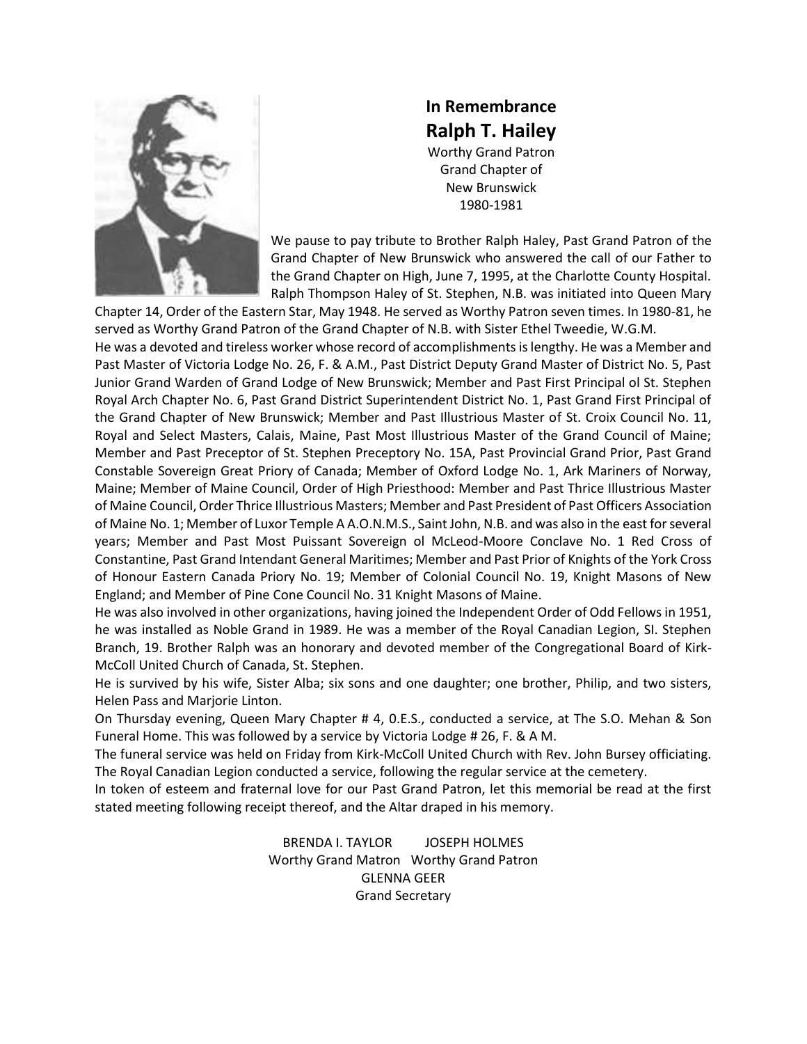# In Remembrance

## Ralph T. Hailey

Worthy Grand Patron
Grand Chapter of
New Brunswick
1980-1981

We pause to pay tribute to Brother Ralph Haley, Past Grand Patron of the Grand Chapter of New Brunswick who answered the call of our Father to the Grand Chapter on High, June 7, 1995, at the Charlotte County Hospital. Ralph Thompson Haley of St. Stephen, N.B. was initiated into Queen Mary Chapter 14, Order of the Eastern Star, May 1948. He served as Worthy Patron seven times. In 1980-81, he served as Worthy Grand Patron of the Grand Chapter of N.B. with Sister Ethel Tweedie, W.G.M.

He was a devoted and tireless worker whose record of accomplishments is lengthy. He was a Member and Past Master of Victoria Lodge No. 26, F. & A.M., Past District Deputy Grand Master of District No. 5, Past Junior Grand Warden of Grand Lodge of New Brunswick; Member and Past First Principal ol St. Stephen Royal Arch Chapter No. 6, Past Grand District Superintendent District No. 1, Past Grand First Principal of the Grand Chapter of New Brunswick; Member and Past Illustrious Master of St. Croix Council No. 11, Royal and Select Masters, Calais, Maine, Past Most Illustrious Master of the Grand Council of Maine; Member and Past Preceptor of St. Stephen Preceptory No. 15A, Past Provincial Grand Prior, Past Grand Constable Sovereign Great Priory of Canada; Member of Oxford Lodge No. 1, Ark Mariners of Norway, Maine; Member of Maine Council, Order of High Priesthood: Member and Past Thrice Illustrious Master of Maine Council, Order Thrice Illustrious Masters; Member and Past President of Past Officers Association of Maine No. 1; Member of Luxor Temple A A.O.N.M.S., Saint John, N.B. and was also in the east for several years; Member and Past Most Puissant Sovereign ol McLeod-Moore Conclave No. 1 Red Cross of Constantine, Past Grand Intendant General Maritimes; Member and Past Prior of Knights of the York Cross of Honour Eastern Canada Priory No. 19; Member of Colonial Council No. 19, Knight Masons of New England; and Member of Pine Cone Council No. 31 Knight Masons of Maine.

He was also involved in other organizations, having joined the Independent Order of Odd Fellows in 1951, he was installed as Noble Grand in 1989. He was a member of the Royal Canadian Legion, SI. Stephen Branch, 19. Brother Ralph was an honorary and devoted member of the Congregational Board of Kirk-McColl United Church of Canada, St. Stephen.

He is survived by his wife, Sister Alba; six sons and one daughter; one brother, Philip, and two sisters, Helen Pass and Marjorie Linton.

On Thursday evening, Queen Mary Chapter # 4, 0.E.S., conducted a service, at The S.O. Mehan & Son Funeral Home. This was followed by a service by Victoria Lodge # 26, F. & A M.

The funeral service was held on Friday from Kirk-McColl United Church with Rev. John Bursey officiating. The Royal Canadian Legion conducted a service, following the regular service at the cemetery.

In token of esteem and fraternal love for our Past Grand Patron, let this memorial be read at the first stated meeting following receipt thereof, and the Altar draped in his memory.

BRENDA I. TAYLOR — Worthy Grand Matron
JOSEPH HOLMES — Worthy Grand Patron
GLENNA GEER — Grand Secretary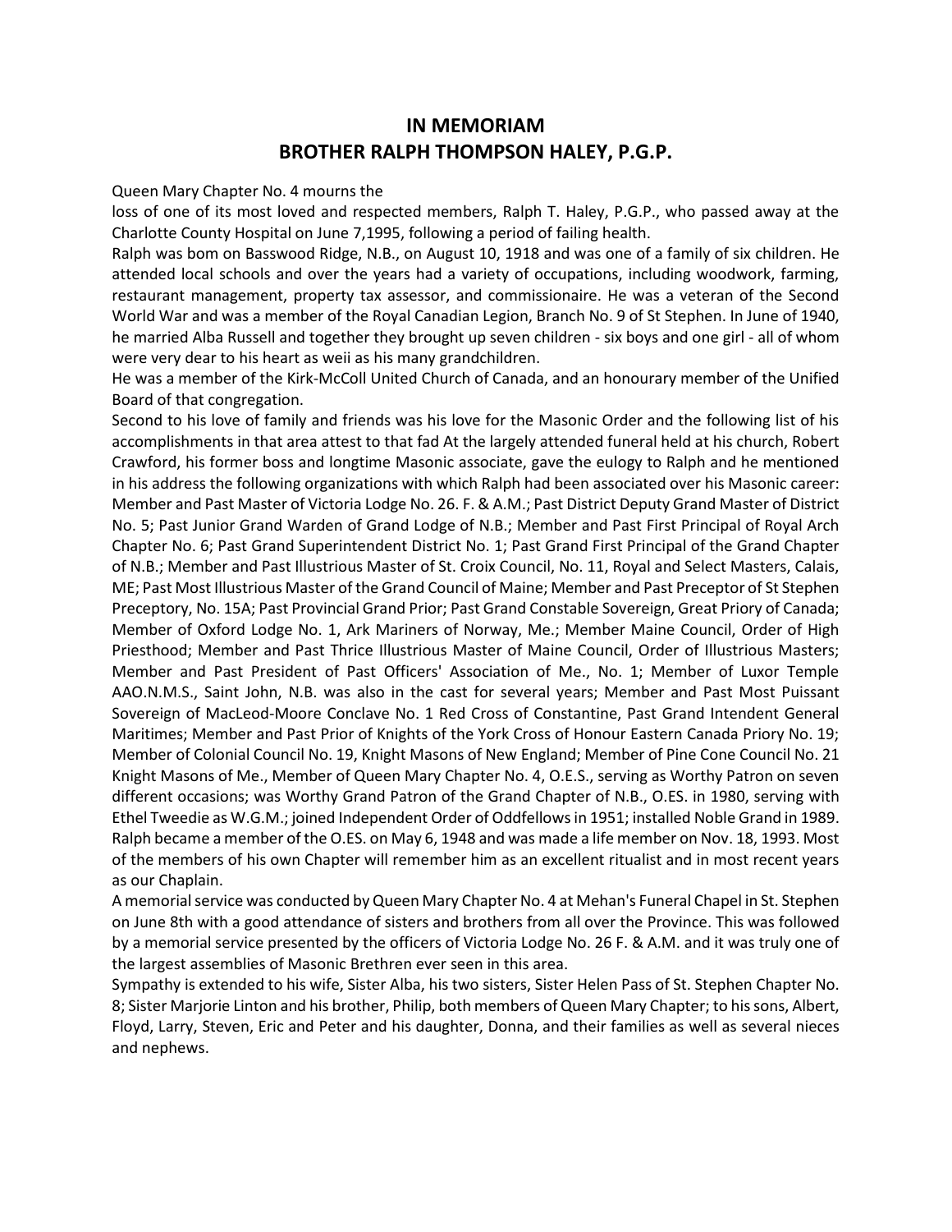# IN MEMORIAM
# BROTHER RALPH THOMPSON HALEY, P.G.P.

Queen Mary Chapter No. 4 mourns the
loss of one of its most loved and respected members, Ralph T. Haley, P.G.P., who passed away at the Charlotte County Hospital on June 7,1995, following a period of failing health.

Ralph was bom on Basswood Ridge, N.B., on August 10, 1918 and was one of a family of six children. He attended local schools and over the years had a variety of occupations, including woodwork, farming, restaurant management, property tax assessor, and commissionaire. He was a veteran of the Second World War and was a member of the Royal Canadian Legion, Branch No. 9 of St Stephen. In June of 1940, he married Alba Russell and together they brought up seven children - six boys and one girl - all of whom were very dear to his heart as weii as his many grandchildren.

He was a member of the Kirk-McColl United Church of Canada, and an honourary member of the Unified Board of that congregation.

Second to his love of family and friends was his love for the Masonic Order and the following list of his accomplishments in that area attest to that fad At the largely attended funeral held at his church, Robert Crawford, his former boss and longtime Masonic associate, gave the eulogy to Ralph and he mentioned in his address the following organizations with which Ralph had been associated over his Masonic career: Member and Past Master of Victoria Lodge No. 26. F. & A.M.; Past District Deputy Grand Master of District No. 5; Past Junior Grand Warden of Grand Lodge of N.B.; Member and Past First Principal of Royal Arch Chapter No. 6; Past Grand Superintendent District No. 1; Past Grand First Principal of the Grand Chapter of N.B.; Member and Past Illustrious Master of St. Croix Council, No. 11, Royal and Select Masters, Calais, ME; Past Most Illustrious Master of the Grand Council of Maine; Member and Past Preceptor of St Stephen Preceptory, No. 15A; Past Provincial Grand Prior; Past Grand Constable Sovereign, Great Priory of Canada; Member of Oxford Lodge No. 1, Ark Mariners of Norway, Me.; Member Maine Council, Order of High Priesthood; Member and Past Thrice Illustrious Master of Maine Council, Order of Illustrious Masters; Member and Past President of Past Officers' Association of Me., No. 1; Member of Luxor Temple AAO.N.M.S., Saint John, N.B. was also in the cast for several years; Member and Past Most Puissant Sovereign of MacLeod-Moore Conclave No. 1 Red Cross of Constantine, Past Grand Intendent General Maritimes; Member and Past Prior of Knights of the York Cross of Honour Eastern Canada Priory No. 19; Member of Colonial Council No. 19, Knight Masons of New England; Member of Pine Cone Council No. 21 Knight Masons of Me., Member of Queen Mary Chapter No. 4, O.E.S., serving as Worthy Patron on seven different occasions; was Worthy Grand Patron of the Grand Chapter of N.B., O.ES. in 1980, serving with Ethel Tweedie as W.G.M.; joined Independent Order of Oddfellows in 1951; installed Noble Grand in 1989. Ralph became a member of the O.ES. on May 6, 1948 and was made a life member on Nov. 18, 1993. Most of the members of his own Chapter will remember him as an excellent ritualist and in most recent years as our Chaplain.

A memorial service was conducted by Queen Mary Chapter No. 4 at Mehan's Funeral Chapel in St. Stephen on June 8th with a good attendance of sisters and brothers from all over the Province. This was followed by a memorial service presented by the officers of Victoria Lodge No. 26 F. & A.M. and it was truly one of the largest assemblies of Masonic Brethren ever seen in this area.

Sympathy is extended to his wife, Sister Alba, his two sisters, Sister Helen Pass of St. Stephen Chapter No. 8; Sister Marjorie Linton and his brother, Philip, both members of Queen Mary Chapter; to his sons, Albert, Floyd, Larry, Steven, Eric and Peter and his daughter, Donna, and their families as well as several nieces and nephews.